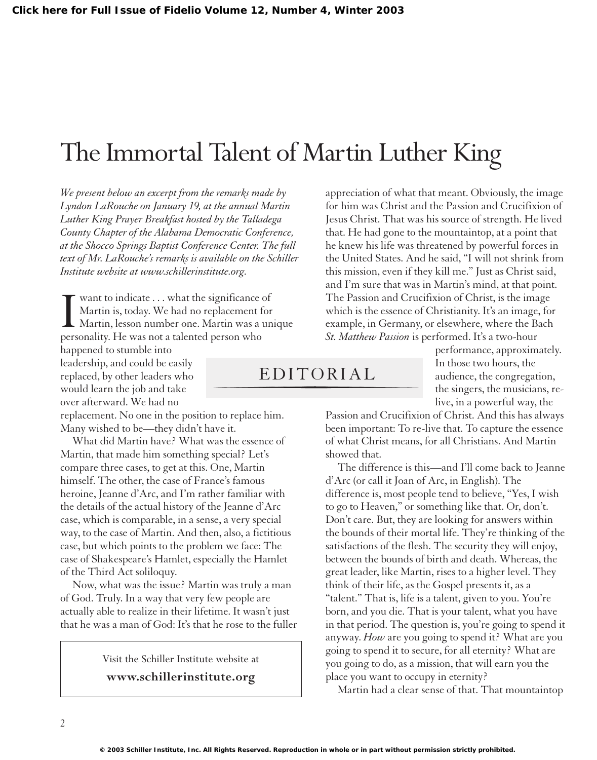# The Immortal Talent of Martin Luther King

EDITORIAL

*We present below an excerpt from the remarks made by Lyndon LaRouche on January 19, at the annual Martin Luther King Prayer Breakfast hosted by the Talladega County Chapter of the Alabama Democratic Conference, at the Shocco Springs Baptist Conference Center. The full text of Mr. LaRouche's remarks is available on the Schiller Institute website at www.schillerinstitute.org.*

I want to indicate . . . what the significance of Martin is, today. We had no replacement for Martin, lesson number one. Martin was a unique personality. He was not a talented person who happened to stumble into leadership, and could be easily replaced, by other leaders who would learn the job and take over afterward. We had no replacement. No one in the position to replace him. Many wished to be—they didn't have it.

What did Martin have? What was the essence of Martin, that made him something special? Let's compare three cases, to get at this. One, Martin himself. The other, the case of France's famous heroine, Jeanne d'Arc, and I'm rather familiar with the details of the actual history of the Jeanne d'Arc case, which is comparable, in a sense, a very special way, to the case of Martin. And then, also, a fictitious case, but which points to the problem we face: The case of Shakespeare's Hamlet, especially the Hamlet of the Third Act soliloquy.

Now, what was the issue? Martin was truly a man of God. Truly. In a way that very few people are actually able to realize in their lifetime. It wasn't just that he was a man of God: It's that he rose to the fuller appreciation of what that meant. Obviously, the image for him was Christ and the Passion and Crucifixion of Jesus Christ. That was his source of strength. He lived that. He had gone to the mountaintop, at a point that he knew his life was threatened by powerful forces in the United States. And he said, "I will not shrink from this mission, even if they kill me." Just as Christ said, and I'm sure that was in Martin's mind, at that point. The Passion and Crucifixion of Christ, is the image which is the essence of Christianity. It's an image, for example, in Germany, or elsewhere, where the Bach *St. Matthew Passion* is performed. It's a two-hour performance, approximately. In those two hours, the audience, the congregation, the singers, the musicians, re-live, in a powerful way, the Passion and Crucifixion of Christ. And this has always been important: To re-live that. To capture the essence of what Christ means, for all Christians. And Martin showed that.

The difference is this—and I'll come back to Jeanne d'Arc (or call it Joan of Arc, in English). The difference is, most people tend to believe, "Yes, I wish to go to Heaven," or something like that. Or, don't. Don't care. But, they are looking for answers within the bounds of their mortal life. They're thinking of the satisfactions of the flesh. The security they will enjoy, between the bounds of birth and death. Whereas, the great leader, like Martin, rises to a higher level. They think of their life, as the Gospel presents it, as a "talent." That is, life is a talent, given to you. You're born, and you die. That is your talent, what you have in that period. The question is, you're going to spend it anyway. *How* are you going to spend it? What are you going to spend it to secure, for all eternity? What are you going to do, as a mission, that will earn you the place you want to occupy in eternity?

Martin had a clear sense of that. That mountaintop

Visit the Schiller Institute website at
**www.schillerinstitute.org**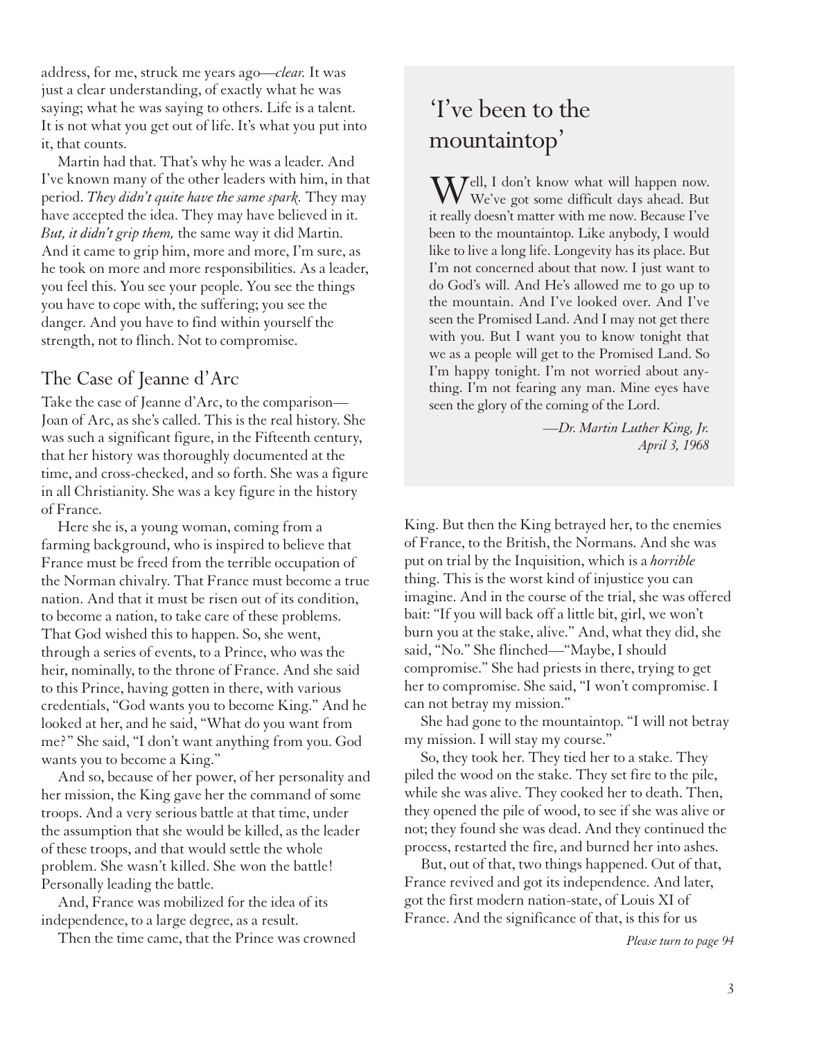address, for me, struck me years ago—*clear.* It was just a clear understanding, of exactly what he was saying; what he was saying to others. Life is a talent. It is not what you get out of life. It's what you put into it, that counts.

Martin had that. That's why he was a leader. And I've known many of the other leaders with him, in that period. *They didn't quite have the same spark.* They may have accepted the idea. They may have believed in it. *But, it didn't grip them,* the same way it did Martin. And it came to grip him, more and more, I'm sure, as he took on more and more responsibilities. As a leader, you feel this. You see your people. You see the things you have to cope with, the suffering; you see the danger. And you have to find within yourself the strength, not to flinch. Not to compromise.

## 'I've been to the mountaintop'

Well, I don't know what will happen now. We've got some difficult days ahead. But it really doesn't matter with me now. Because I've been to the mountaintop. Like anybody, I would like to live a long life. Longevity has its place. But I'm not concerned about that now. I just want to do God's will. And He's allowed me to go up to the mountain. And I've looked over. And I've seen the Promised Land. And I may not get there with you. But I want you to know tonight that we as a people will get to the Promised Land. So I'm happy tonight. I'm not worried about anything. I'm not fearing any man. Mine eyes have seen the glory of the coming of the Lord.

—*Dr. Martin Luther King, Jr.*
*April 3, 1968*

## The Case of Jeanne d'Arc

Take the case of Jeanne d'Arc, to the comparison—Joan of Arc, as she's called. This is the real history. She was such a significant figure, in the Fifteenth century, that her history was thoroughly documented at the time, and cross-checked, and so forth. She was a figure in all Christianity. She was a key figure in the history of France.

Here she is, a young woman, coming from a farming background, who is inspired to believe that France must be freed from the terrible occupation of the Norman chivalry. That France must become a true nation. And that it must be risen out of its condition, to become a nation, to take care of these problems. That God wished this to happen. So, she went, through a series of events, to a Prince, who was the heir, nominally, to the throne of France. And she said to this Prince, having gotten in there, with various credentials, "God wants you to become King." And he looked at her, and he said, "What do you want from me?" She said, "I don't want anything from you. God wants you to become a King."

And so, because of her power, of her personality and her mission, the King gave her the command of some troops. And a very serious battle at that time, under the assumption that she would be killed, as the leader of these troops, and that would settle the whole problem. She wasn't killed. She won the battle! Personally leading the battle.

And, France was mobilized for the idea of its independence, to a large degree, as a result.

Then the time came, that the Prince was crowned King. But then the King betrayed her, to the enemies of France, to the British, the Normans. And she was put on trial by the Inquisition, which is a *horrible* thing. This is the worst kind of injustice you can imagine. And in the course of the trial, she was offered bait: "If you will back off a little bit, girl, we won't burn you at the stake, alive." And, what they did, she said, "No." She flinched—"Maybe, I should compromise." She had priests in there, trying to get her to compromise. She said, "I won't compromise. I can not betray my mission."

She had gone to the mountaintop. "I will not betray my mission. I will stay my course."

So, they took her. They tied her to a stake. They piled the wood on the stake. They set fire to the pile, while she was alive. They cooked her to death. Then, they opened the pile of wood, to see if she was alive or not; they found she was dead. And they continued the process, restarted the fire, and burned her into ashes.

But, out of that, two things happened. Out of that, France revived and got its independence. And later, got the first modern nation-state, of Louis XI of France. And the significance of that, is this for us

*Please turn to page 94*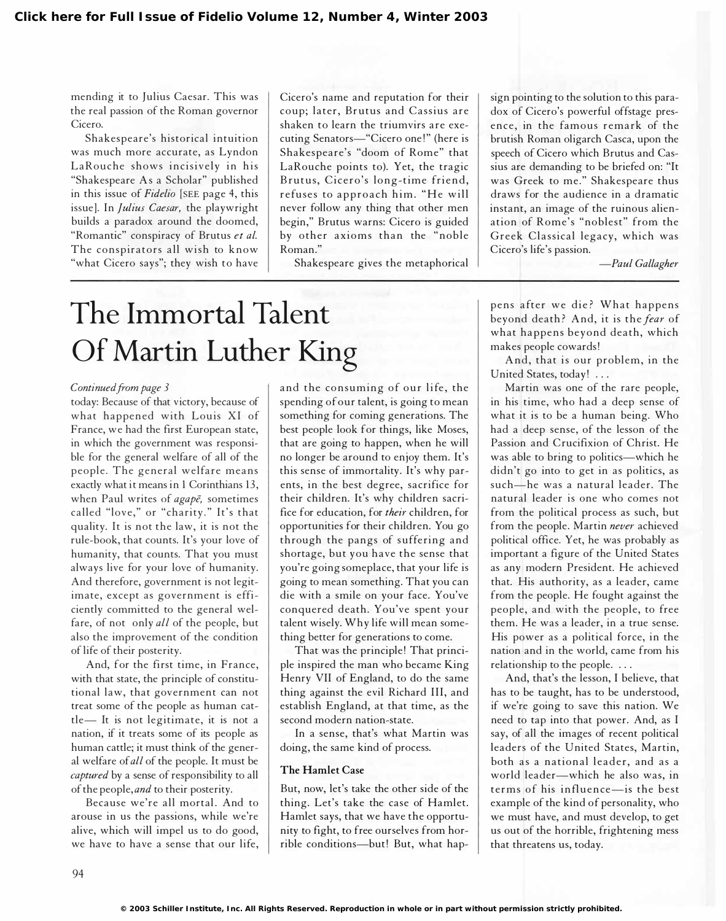mending it to Julius Caesar. This was the real passion of the Roman governor Cicero.

Shakespeare's historical intuition was much more accurate, as Lyndon LaRouche shows incisively in his "Shakespeare As a Scholar" published in this issue of *Fidelio* [SEE page 4, this issue]. In *Julius Caesar*, the playwright builds a paradox around the doomed, "Romantic" conspiracy of Brutus *et al.* The conspirators all wish to know "what Cicero says"; they wish to have Cicero's name and reputation for their coup; later, Brutus and Cassius are shaken to learn the triumvirs are executing Senators—"Cicero one!" (here is Shakespeare's "doom of Rome" that LaRouche points to). Yet, the tragic Brutus, Cicero's long-time friend, refuses to approach him. "He will never follow any thing that other men begin," Brutus warns: Cicero is guided by other axioms than the "noble Roman."

Shakespeare gives the metaphorical sign pointing to the solution to this paradox of Cicero's powerful offstage presence, in the famous remark of the brutish Roman oligarch Casca, upon the speech of Cicero which Brutus and Cassius are demanding to be briefed on: "It was Greek to me." Shakespeare thus draws for the audience in a dramatic instant, an image of the ruinous alienation of Rome's "noblest" from the Greek Classical legacy, which was Cicero's life's passion.

—*Paul Gallagher*

# The Immortal Talent Of Martin Luther King

*Continued from page 3*

today: Because of that victory, because of what happened with Louis XI of France, we had the first European state, in which the government was responsible for the general welfare of all of the people. The general welfare means exactly what it means in 1 Corinthians 13, when Paul writes of *agapē*, sometimes called "love," or "charity." It's that quality. It is not the law, it is not the rule-book, that counts. It's your love of humanity, that counts. That you must always live for your love of humanity. And therefore, government is not legitimate, except as government is efficiently committed to the general welfare, of not only *all* of the people, but also the improvement of the condition of life of their posterity.

And, for the first time, in France, with that state, the principle of constitutional law, that government can not treat some of the people as human cattle— It is not legitimate, it is not a nation, if it treats some of its people as human cattle; it must think of the general welfare of *all* of the people. It must be *captured* by a sense of responsibility to all of the people, *and* to their posterity.

Because we're all mortal. And to arouse in us the passions, while we're alive, which will impel us to do good, we have to have a sense that our life, and the consuming of our life, the spending of our talent, is going to mean something for coming generations. The best people look for things, like Moses, that are going to happen, when he will no longer be around to enjoy them. It's this sense of immortality. It's why parents, in the best degree, sacrifice for their children. It's why children sacrifice for education, for *their* children, for opportunities for their children. You go through the pangs of suffering and shortage, but you have the sense that you're going someplace, that your life is going to mean something. That you can die with a smile on your face. You've conquered death. You've spent your talent wisely. Why life will mean something better for generations to come.

That was the principle! That principle inspired the man who became King Henry VII of England, to do the same thing against the evil Richard III, and establish England, at that time, as the second modern nation-state.

In a sense, that's what Martin was doing, the same kind of process.

### The Hamlet Case

But, now, let's take the other side of the thing. Let's take the case of Hamlet. Hamlet says, that we have the opportunity to fight, to free ourselves from horrible conditions—but! But, what happens after we die? What happens beyond death? And, it is the *fear* of what happens beyond death, which makes people cowards!

And, that is our problem, in the United States, today! . . .

Martin was one of the rare people, in his time, who had a deep sense of what it is to be a human being. Who had a deep sense, of the lesson of the Passion and Crucifixion of Christ. He was able to bring to politics—which he didn't go into to get in as politics, as such—he was a natural leader. The natural leader is one who comes not from the political process as such, but from the people. Martin *never* achieved political office. Yet, he was probably as important a figure of the United States as any modern President. He achieved that. His authority, as a leader, came from the people. He fought against the people, and with the people, to free them. He was a leader, in a true sense. His power as a political force, in the nation and in the world, came from his relationship to the people. . . .

And, that's the lesson, I believe, that has to be taught, has to be understood, if we're going to save this nation. We need to tap into that power. And, as I say, of all the images of recent political leaders of the United States, Martin, both as a national leader, and as a world leader—which he also was, in terms of his influence—is the best example of the kind of personality, who we must have, and must develop, to get us out of the horrible, frightening mess that threatens us, today.